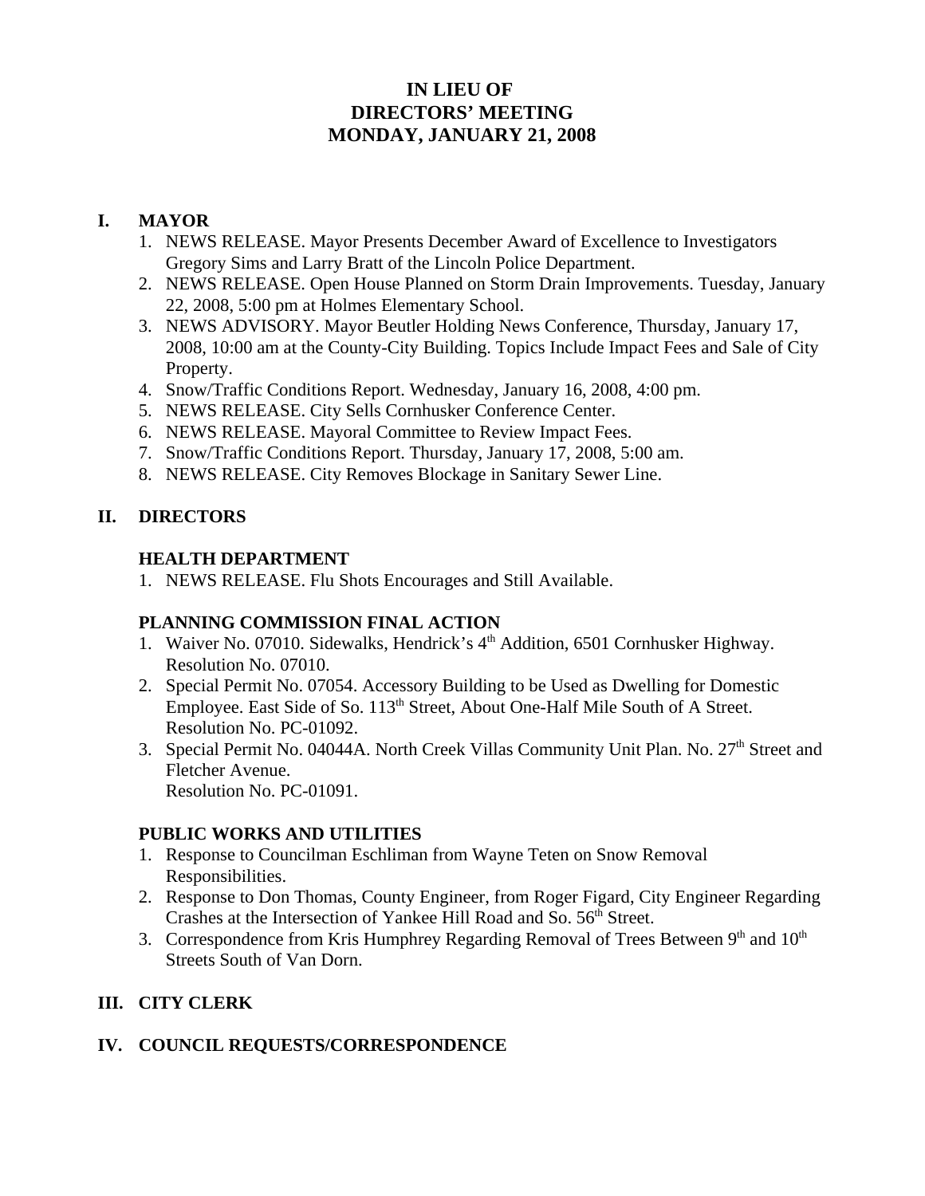# IN LIEU OF
# DIRECTORS' MEETING
# MONDAY, JANUARY 21, 2008

## I. MAYOR

1. NEWS RELEASE. Mayor Presents December Award of Excellence to Investigators Gregory Sims and Larry Bratt of the Lincoln Police Department.
2. NEWS RELEASE. Open House Planned on Storm Drain Improvements. Tuesday, January 22, 2008, 5:00 pm at Holmes Elementary School.
3. NEWS ADVISORY. Mayor Beutler Holding News Conference, Thursday, January 17, 2008, 10:00 am at the County-City Building. Topics Include Impact Fees and Sale of City Property.
4. Snow/Traffic Conditions Report. Wednesday, January 16, 2008, 4:00 pm.
5. NEWS RELEASE. City Sells Cornhusker Conference Center.
6. NEWS RELEASE. Mayoral Committee to Review Impact Fees.
7. Snow/Traffic Conditions Report. Thursday, January 17, 2008, 5:00 am.
8. NEWS RELEASE. City Removes Blockage in Sanitary Sewer Line.

## II. DIRECTORS

### HEALTH DEPARTMENT

1. NEWS RELEASE. Flu Shots Encourages and Still Available.

### PLANNING COMMISSION FINAL ACTION

1. Waiver No. 07010. Sidewalks, Hendrick's 4th Addition, 6501 Cornhusker Highway. Resolution No. 07010.
2. Special Permit No. 07054. Accessory Building to be Used as Dwelling for Domestic Employee. East Side of So. 113th Street, About One-Half Mile South of A Street. Resolution No. PC-01092.
3. Special Permit No. 04044A. North Creek Villas Community Unit Plan. No. 27th Street and Fletcher Avenue.
   Resolution No. PC-01091.

### PUBLIC WORKS AND UTILITIES

1. Response to Councilman Eschliman from Wayne Teten on Snow Removal Responsibilities.
2. Response to Don Thomas, County Engineer, from Roger Figard, City Engineer Regarding Crashes at the Intersection of Yankee Hill Road and So. 56th Street.
3. Correspondence from Kris Humphrey Regarding Removal of Trees Between 9th and 10th Streets South of Van Dorn.

## III. CITY CLERK

## IV. COUNCIL REQUESTS/CORRESPONDENCE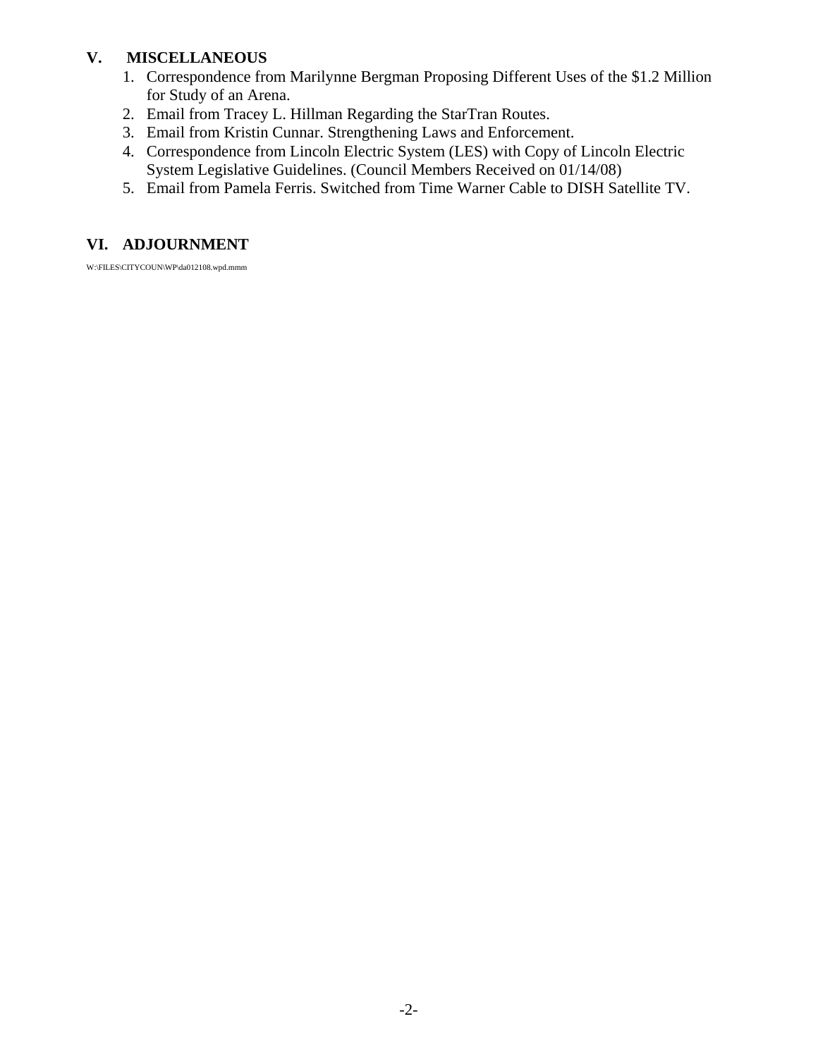## V. MISCELLANEOUS

1. Correspondence from Marilynne Bergman Proposing Different Uses of the $1.2 Million for Study of an Arena.
2. Email from Tracey L. Hillman Regarding the StarTran Routes.
3. Email from Kristin Cunnar. Strengthening Laws and Enforcement.
4. Correspondence from Lincoln Electric System (LES) with Copy of Lincoln Electric System Legislative Guidelines. (Council Members Received on 01/14/08)
5. Email from Pamela Ferris. Switched from Time Warner Cable to DISH Satellite TV.

## VI. ADJOURNMENT

W:\FILES\CITYCOUN\WP\da012108.wpd.mmm